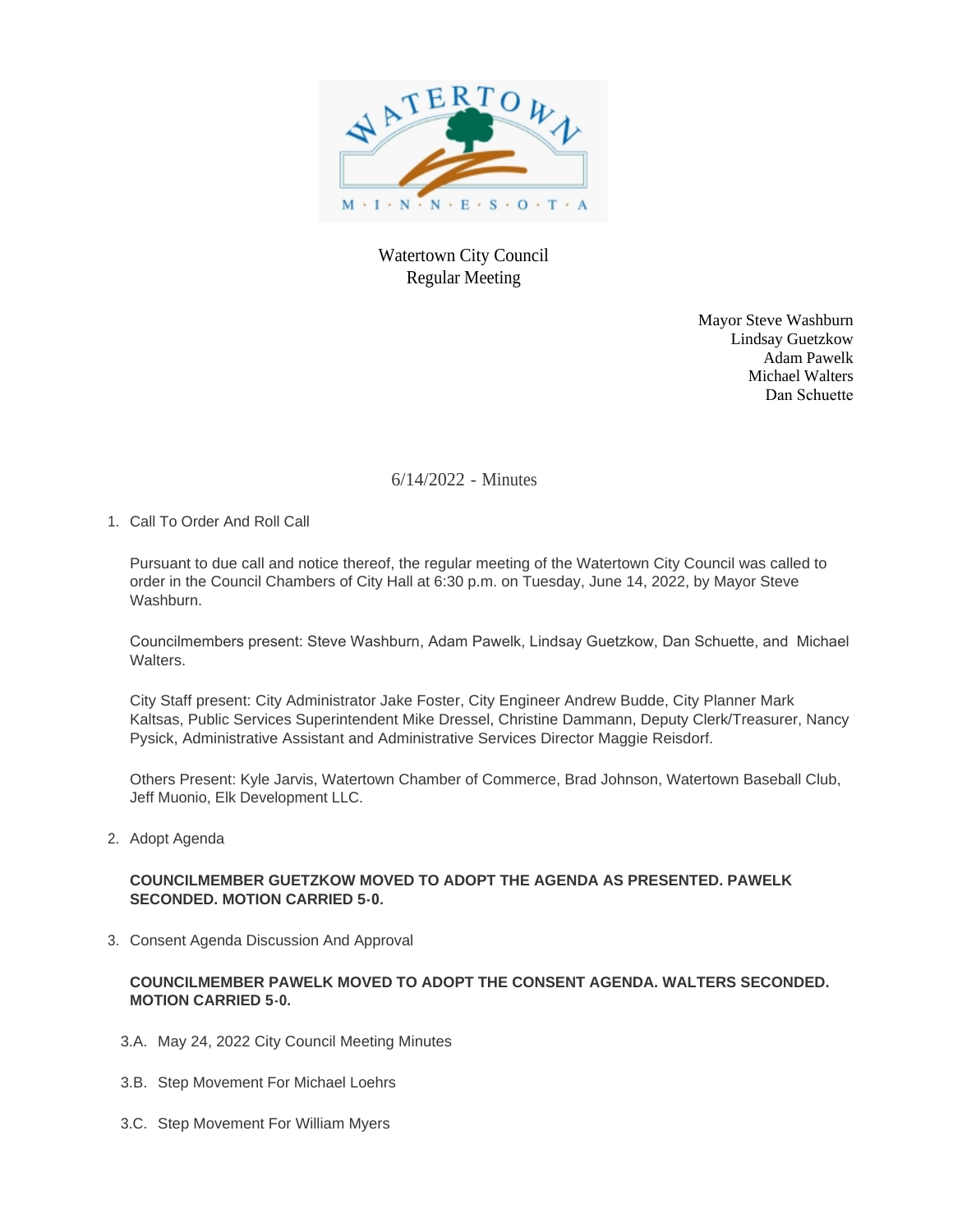Watertown City Council
Regular Meeting

Mayor Steve Washburn
Lindsay Guetzkow
Adam Pawelk
Michael Walters
Dan Schuette

6/14/2022 - Minutes

1. Call To Order And Roll Call

   Pursuant to due call and notice thereof, the regular meeting of the Watertown City Council was called to order in the Council Chambers of City Hall at 6:30 p.m. on Tuesday, June 14, 2022, by Mayor Steve Washburn.

   Councilmembers present: Steve Washburn, Adam Pawelk, Lindsay Guetzkow, Dan Schuette, and Michael Walters.

   City Staff present: City Administrator Jake Foster, City Engineer Andrew Budde, City Planner Mark Kaltsas, Public Services Superintendent Mike Dressel, Christine Dammann, Deputy Clerk/Treasurer, Nancy Pysick, Administrative Assistant and Administrative Services Director Maggie Reisdorf.

   Others Present: Kyle Jarvis, Watertown Chamber of Commerce, Brad Johnson, Watertown Baseball Club, Jeff Muonio, Elk Development LLC.

2. Adopt Agenda

   **COUNCILMEMBER GUETZKOW MOVED TO ADOPT THE AGENDA AS PRESENTED. PAWELK SECONDED. MOTION CARRIED 5-0.**

3. Consent Agenda Discussion And Approval

   **COUNCILMEMBER PAWELK MOVED TO ADOPT THE CONSENT AGENDA. WALTERS SECONDED. MOTION CARRIED 5-0.**

   3.A. May 24, 2022 City Council Meeting Minutes

   3.B. Step Movement For Michael Loehrs

   3.C. Step Movement For William Myers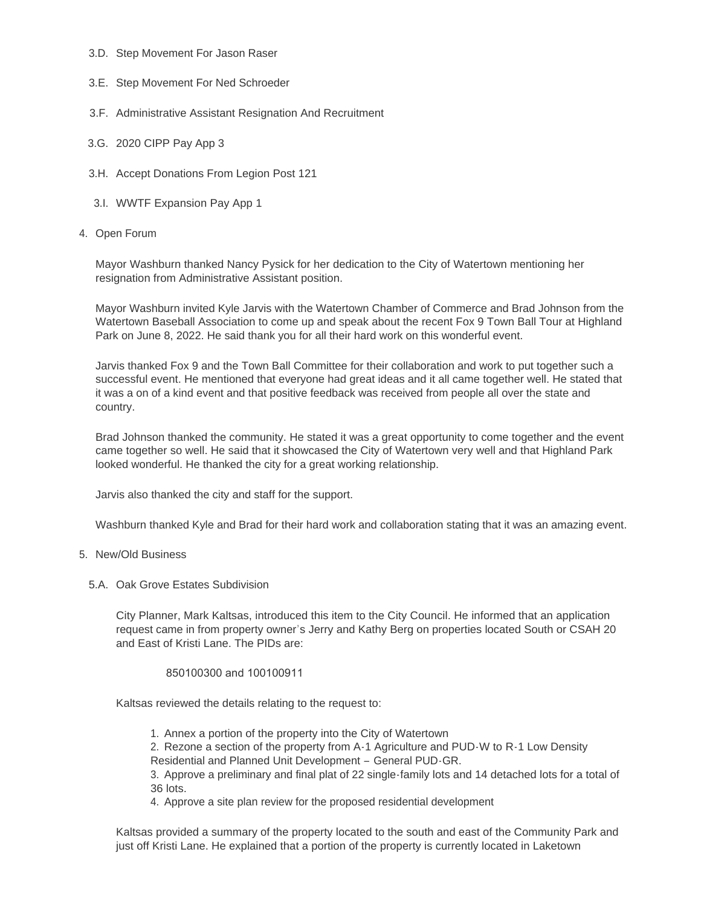3.D. Step Movement For Jason Raser

3.E. Step Movement For Ned Schroeder

3.F. Administrative Assistant Resignation And Recruitment

3.G. 2020 CIPP Pay App 3

3.H. Accept Donations From Legion Post 121

3.I. WWTF Expansion Pay App 1

4. Open Forum

Mayor Washburn thanked Nancy Pysick for her dedication to the City of Watertown mentioning her resignation from Administrative Assistant position.

Mayor Washburn invited Kyle Jarvis with the Watertown Chamber of Commerce and Brad Johnson from the Watertown Baseball Association to come up and speak about the recent Fox 9 Town Ball Tour at Highland Park on June 8, 2022. He said thank you for all their hard work on this wonderful event.

Jarvis thanked Fox 9 and the Town Ball Committee for their collaboration and work to put together such a successful event. He mentioned that everyone had great ideas and it all came together well. He stated that it was a on of a kind event and that positive feedback was received from people all over the state and country.

Brad Johnson thanked the community. He stated it was a great opportunity to come together and the event came together so well. He said that it showcased the City of Watertown very well and that Highland Park looked wonderful. He thanked the city for a great working relationship.

Jarvis also thanked the city and staff for the support.

Washburn thanked Kyle and Brad for their hard work and collaboration stating that it was an amazing event.

5. New/Old Business

5.A. Oak Grove Estates Subdivision

City Planner, Mark Kaltsas, introduced this item to the City Council. He informed that an application request came in from property owner's Jerry and Kathy Berg on properties located South or CSAH 20 and East of Kristi Lane. The PIDs are:

850100300 and 100100911

Kaltsas reviewed the details relating to the request to:

1. Annex a portion of the property into the City of Watertown
2. Rezone a section of the property from A-1 Agriculture and PUD-W to R-1 Low Density Residential and Planned Unit Development – General PUD-GR.
3. Approve a preliminary and final plat of 22 single-family lots and 14 detached lots for a total of 36 lots.
4. Approve a site plan review for the proposed residential development

Kaltsas provided a summary of the property located to the south and east of the Community Park and just off Kristi Lane. He explained that a portion of the property is currently located in Laketown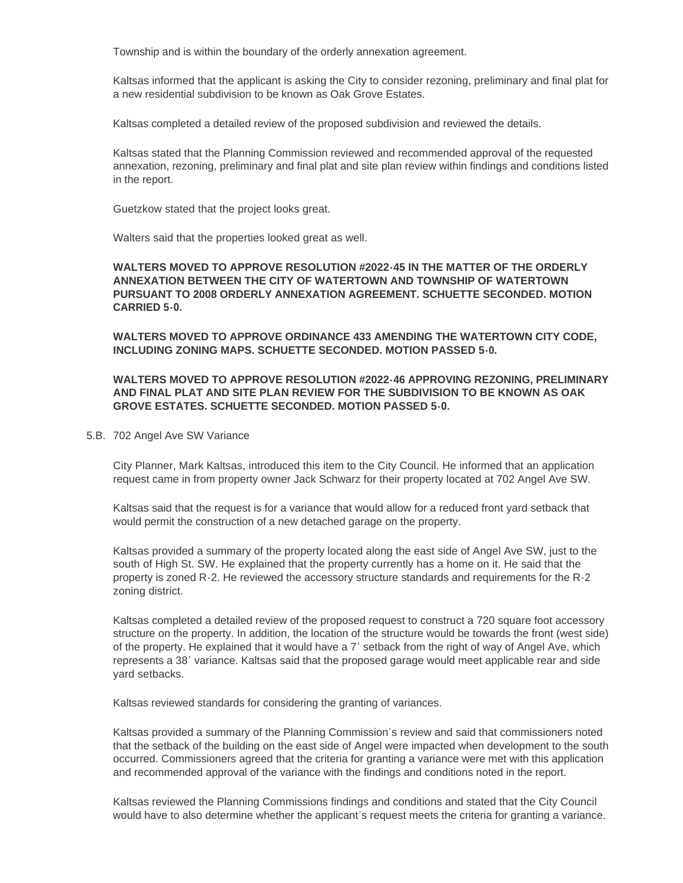Township and is within the boundary of the orderly annexation agreement.

Kaltsas informed that the applicant is asking the City to consider rezoning, preliminary and final plat for a new residential subdivision to be known as Oak Grove Estates.

Kaltsas completed a detailed review of the proposed subdivision and reviewed the details.

Kaltsas stated that the Planning Commission reviewed and recommended approval of the requested annexation, rezoning, preliminary and final plat and site plan review within findings and conditions listed in the report.

Guetzkow stated that the project looks great.

Walters said that the properties looked great as well.

**WALTERS MOVED TO APPROVE RESOLUTION #2022-45 IN THE MATTER OF THE ORDERLY ANNEXATION BETWEEN THE CITY OF WATERTOWN AND TOWNSHIP OF WATERTOWN PURSUANT TO 2008 ORDERLY ANNEXATION AGREEMENT. SCHUETTE SECONDED. MOTION CARRIED 5-0.**

**WALTERS MOVED TO APPROVE ORDINANCE 433 AMENDING THE WATERTOWN CITY CODE, INCLUDING ZONING MAPS. SCHUETTE SECONDED. MOTION PASSED 5-0.**

**WALTERS MOVED TO APPROVE RESOLUTION #2022-46 APPROVING REZONING, PRELIMINARY AND FINAL PLAT AND SITE PLAN REVIEW FOR THE SUBDIVISION TO BE KNOWN AS OAK GROVE ESTATES. SCHUETTE SECONDED. MOTION PASSED 5-0.**

5.B. 702 Angel Ave SW Variance

City Planner, Mark Kaltsas, introduced this item to the City Council. He informed that an application request came in from property owner Jack Schwarz for their property located at 702 Angel Ave SW.

Kaltsas said that the request is for a variance that would allow for a reduced front yard setback that would permit the construction of a new detached garage on the property.

Kaltsas provided a summary of the property located along the east side of Angel Ave SW, just to the south of High St. SW. He explained that the property currently has a home on it. He said that the property is zoned R-2. He reviewed the accessory structure standards and requirements for the R-2 zoning district.

Kaltsas completed a detailed review of the proposed request to construct a 720 square foot accessory structure on the property. In addition, the location of the structure would be towards the front (west side) of the property. He explained that it would have a 7' setback from the right of way of Angel Ave, which represents a 38' variance. Kaltsas said that the proposed garage would meet applicable rear and side yard setbacks.

Kaltsas reviewed standards for considering the granting of variances.

Kaltsas provided a summary of the Planning Commission's review and said that commissioners noted that the setback of the building on the east side of Angel were impacted when development to the south occurred. Commissioners agreed that the criteria for granting a variance were met with this application and recommended approval of the variance with the findings and conditions noted in the report.

Kaltsas reviewed the Planning Commissions findings and conditions and stated that the City Council would have to also determine whether the applicant's request meets the criteria for granting a variance.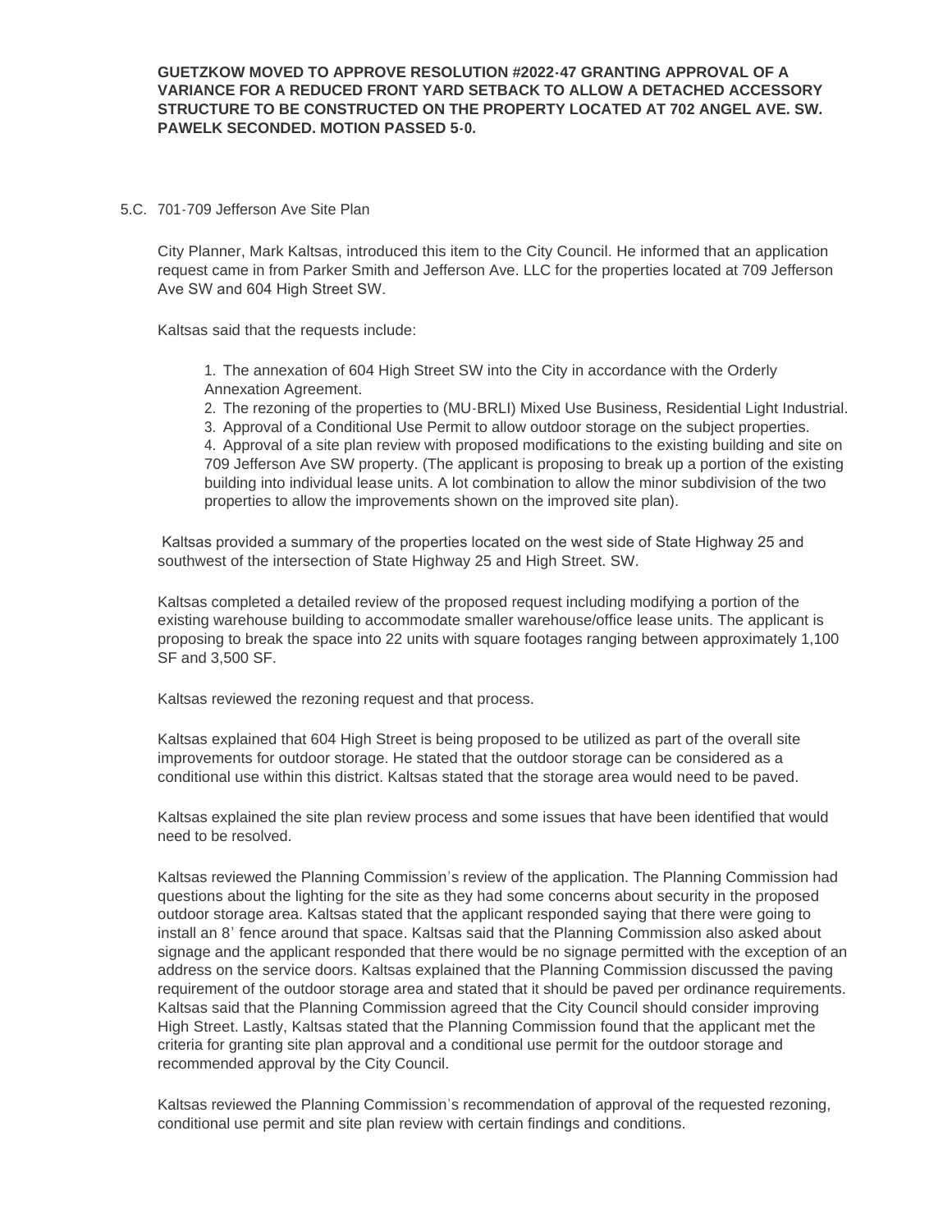**GUETZKOW MOVED TO APPROVE RESOLUTION #2022-47 GRANTING APPROVAL OF A VARIANCE FOR A REDUCED FRONT YARD SETBACK TO ALLOW A DETACHED ACCESSORY STRUCTURE TO BE CONSTRUCTED ON THE PROPERTY LOCATED AT 702 ANGEL AVE. SW. PAWELK SECONDED. MOTION PASSED 5-0.**

5.C. 701-709 Jefferson Ave Site Plan

City Planner, Mark Kaltsas, introduced this item to the City Council. He informed that an application request came in from Parker Smith and Jefferson Ave. LLC for the properties located at 709 Jefferson Ave SW and 604 High Street SW.

Kaltsas said that the requests include:

1. The annexation of 604 High Street SW into the City in accordance with the Orderly Annexation Agreement.
2. The rezoning of the properties to (MU-BRLI) Mixed Use Business, Residential Light Industrial.
3. Approval of a Conditional Use Permit to allow outdoor storage on the subject properties.
4. Approval of a site plan review with proposed modifications to the existing building and site on 709 Jefferson Ave SW property. (The applicant is proposing to break up a portion of the existing building into individual lease units. A lot combination to allow the minor subdivision of the two properties to allow the improvements shown on the improved site plan).

Kaltsas provided a summary of the properties located on the west side of State Highway 25 and southwest of the intersection of State Highway 25 and High Street. SW.

Kaltsas completed a detailed review of the proposed request including modifying a portion of the existing warehouse building to accommodate smaller warehouse/office lease units. The applicant is proposing to break the space into 22 units with square footages ranging between approximately 1,100 SF and 3,500 SF.

Kaltsas reviewed the rezoning request and that process.

Kaltsas explained that 604 High Street is being proposed to be utilized as part of the overall site improvements for outdoor storage. He stated that the outdoor storage can be considered as a conditional use within this district. Kaltsas stated that the storage area would need to be paved.

Kaltsas explained the site plan review process and some issues that have been identified that would need to be resolved.

Kaltsas reviewed the Planning Commission's review of the application. The Planning Commission had questions about the lighting for the site as they had some concerns about security in the proposed outdoor storage area. Kaltsas stated that the applicant responded saying that there were going to install an 8' fence around that space. Kaltsas said that the Planning Commission also asked about signage and the applicant responded that there would be no signage permitted with the exception of an address on the service doors. Kaltsas explained that the Planning Commission discussed the paving requirement of the outdoor storage area and stated that it should be paved per ordinance requirements. Kaltsas said that the Planning Commission agreed that the City Council should consider improving High Street. Lastly, Kaltsas stated that the Planning Commission found that the applicant met the criteria for granting site plan approval and a conditional use permit for the outdoor storage and recommended approval by the City Council.

Kaltsas reviewed the Planning Commission's recommendation of approval of the requested rezoning, conditional use permit and site plan review with certain findings and conditions.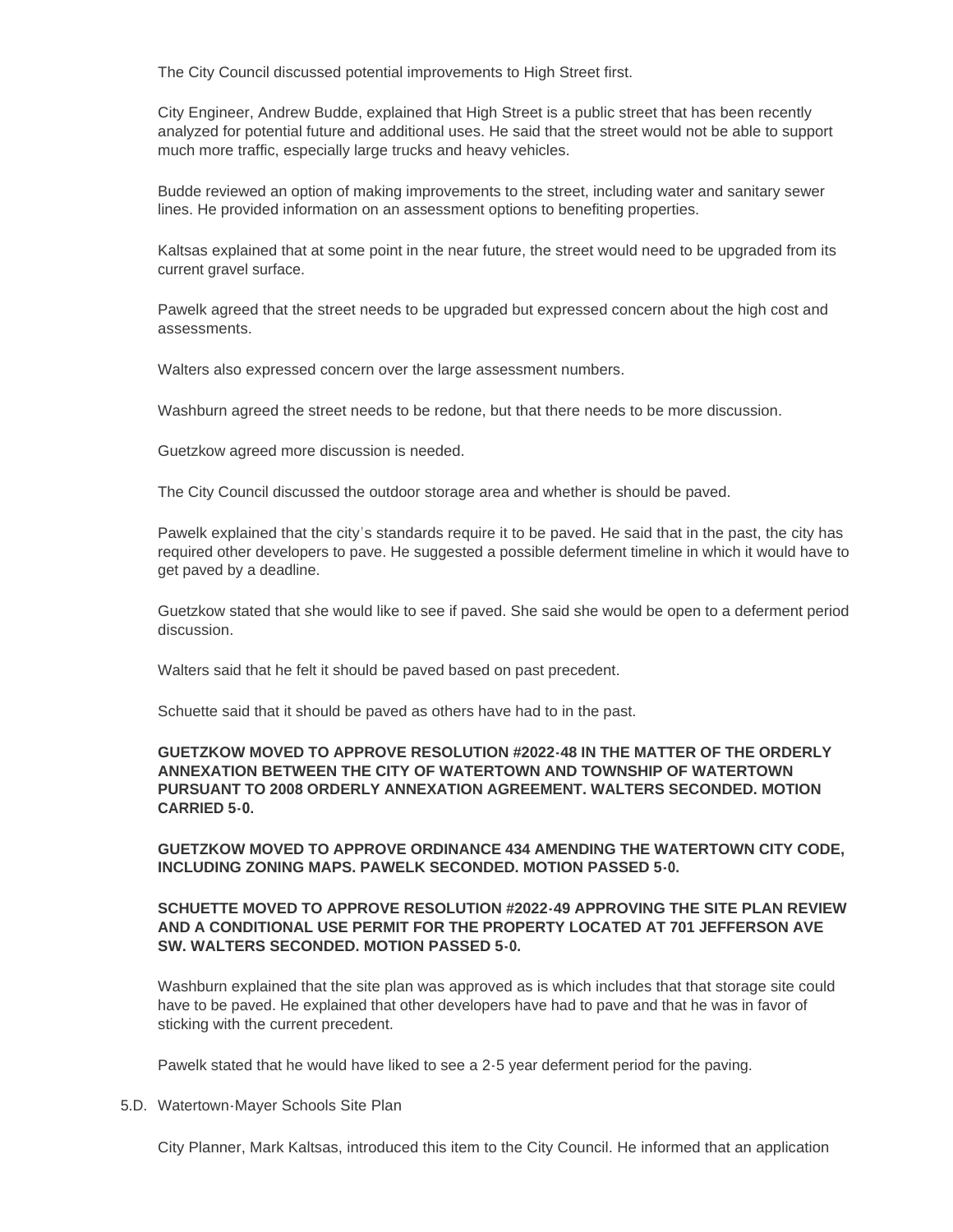The City Council discussed potential improvements to High Street first.

City Engineer, Andrew Budde, explained that High Street is a public street that has been recently analyzed for potential future and additional uses. He said that the street would not be able to support much more traffic, especially large trucks and heavy vehicles.

Budde reviewed an option of making improvements to the street, including water and sanitary sewer lines. He provided information on an assessment options to benefiting properties.

Kaltsas explained that at some point in the near future, the street would need to be upgraded from its current gravel surface.

Pawelk agreed that the street needs to be upgraded but expressed concern about the high cost and assessments.

Walters also expressed concern over the large assessment numbers.

Washburn agreed the street needs to be redone, but that there needs to be more discussion.

Guetzkow agreed more discussion is needed.

The City Council discussed the outdoor storage area and whether is should be paved.

Pawelk explained that the city's standards require it to be paved. He said that in the past, the city has required other developers to pave. He suggested a possible deferment timeline in which it would have to get paved by a deadline.

Guetzkow stated that she would like to see if paved. She said she would be open to a deferment period discussion.

Walters said that he felt it should be paved based on past precedent.

Schuette said that it should be paved as others have had to in the past.

**GUETZKOW MOVED TO APPROVE RESOLUTION #2022-48 IN THE MATTER OF THE ORDERLY ANNEXATION BETWEEN THE CITY OF WATERTOWN AND TOWNSHIP OF WATERTOWN PURSUANT TO 2008 ORDERLY ANNEXATION AGREEMENT. WALTERS SECONDED. MOTION CARRIED 5-0.**

**GUETZKOW MOVED TO APPROVE ORDINANCE 434 AMENDING THE WATERTOWN CITY CODE, INCLUDING ZONING MAPS. PAWELK SECONDED. MOTION PASSED 5-0.**

**SCHUETTE MOVED TO APPROVE RESOLUTION #2022-49 APPROVING THE SITE PLAN REVIEW AND A CONDITIONAL USE PERMIT FOR THE PROPERTY LOCATED AT 701 JEFFERSON AVE SW. WALTERS SECONDED. MOTION PASSED 5-0.**

Washburn explained that the site plan was approved as is which includes that that storage site could have to be paved. He explained that other developers have had to pave and that he was in favor of sticking with the current precedent.

Pawelk stated that he would have liked to see a 2-5 year deferment period for the paving.

5.D. Watertown-Mayer Schools Site Plan

City Planner, Mark Kaltsas, introduced this item to the City Council. He informed that an application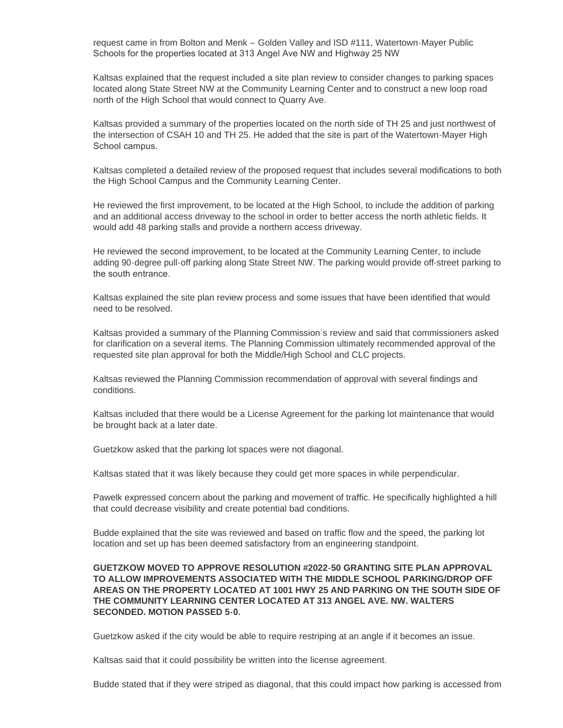request came in from Bolton and Menk – Golden Valley and ISD #111, Watertown-Mayer Public Schools for the properties located at 313 Angel Ave NW and Highway 25 NW

Kaltsas explained that the request included a site plan review to consider changes to parking spaces located along State Street NW at the Community Learning Center and to construct a new loop road north of the High School that would connect to Quarry Ave.

Kaltsas provided a summary of the properties located on the north side of TH 25 and just northwest of the intersection of CSAH 10 and TH 25. He added that the site is part of the Watertown-Mayer High School campus.

Kaltsas completed a detailed review of the proposed request that includes several modifications to both the High School Campus and the Community Learning Center.

He reviewed the first improvement, to be located at the High School, to include the addition of parking and an additional access driveway to the school in order to better access the north athletic fields. It would add 48 parking stalls and provide a northern access driveway.

He reviewed the second improvement, to be located at the Community Learning Center, to include adding 90-degree pull-off parking along State Street NW. The parking would provide off-street parking to the south entrance.

Kaltsas explained the site plan review process and some issues that have been identified that would need to be resolved.

Kaltsas provided a summary of the Planning Commission's review and said that commissioners asked for clarification on a several items. The Planning Commission ultimately recommended approval of the requested site plan approval for both the Middle/High School and CLC projects.

Kaltsas reviewed the Planning Commission recommendation of approval with several findings and conditions.

Kaltsas included that there would be a License Agreement for the parking lot maintenance that would be brought back at a later date.

Guetzkow asked that the parking lot spaces were not diagonal.

Kaltsas stated that it was likely because they could get more spaces in while perpendicular.

Pawelk expressed concern about the parking and movement of traffic. He specifically highlighted a hill that could decrease visibility and create potential bad conditions.

Budde explained that the site was reviewed and based on traffic flow and the speed, the parking lot location and set up has been deemed satisfactory from an engineering standpoint.

**GUETZKOW MOVED TO APPROVE RESOLUTION #2022-50 GRANTING SITE PLAN APPROVAL TO ALLOW IMPROVEMENTS ASSOCIATED WITH THE MIDDLE SCHOOL PARKING/DROP OFF AREAS ON THE PROPERTY LOCATED AT 1001 HWY 25 AND PARKING ON THE SOUTH SIDE OF THE COMMUNITY LEARNING CENTER LOCATED AT 313 ANGEL AVE. NW. WALTERS SECONDED. MOTION PASSED 5-0.**

Guetzkow asked if the city would be able to require restriping at an angle if it becomes an issue.

Kaltsas said that it could possibility be written into the license agreement.

Budde stated that if they were striped as diagonal, that this could impact how parking is accessed from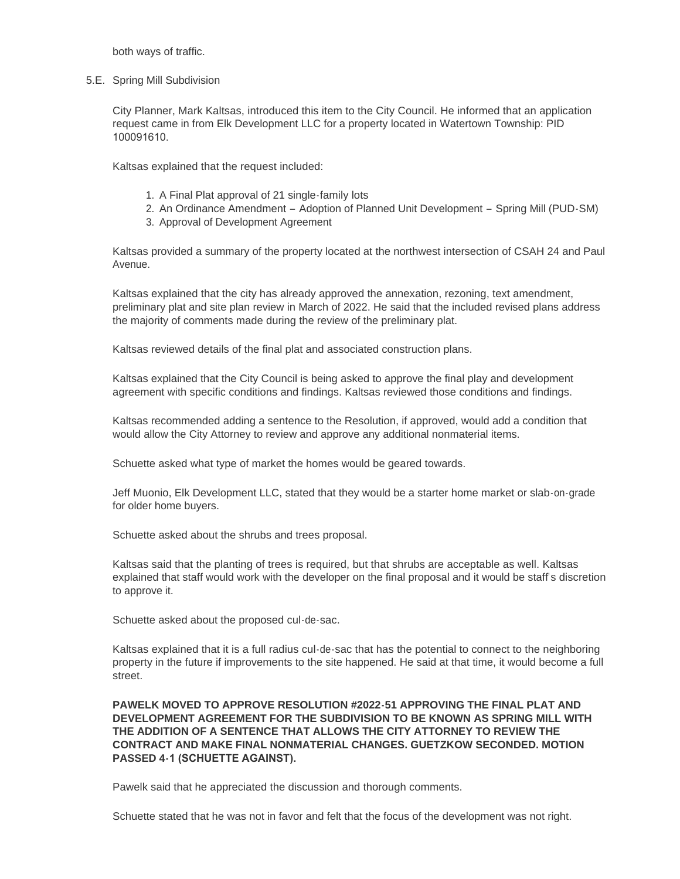both ways of traffic.

5.E. Spring Mill Subdivision

City Planner, Mark Kaltsas, introduced this item to the City Council. He informed that an application request came in from Elk Development LLC for a property located in Watertown Township: PID 100091610.

Kaltsas explained that the request included:

1. A Final Plat approval of 21 single-family lots
2. An Ordinance Amendment – Adoption of Planned Unit Development – Spring Mill (PUD-SM)
3. Approval of Development Agreement

Kaltsas provided a summary of the property located at the northwest intersection of CSAH 24 and Paul Avenue.

Kaltsas explained that the city has already approved the annexation, rezoning, text amendment, preliminary plat and site plan review in March of 2022. He said that the included revised plans address the majority of comments made during the review of the preliminary plat.

Kaltsas reviewed details of the final plat and associated construction plans.

Kaltsas explained that the City Council is being asked to approve the final play and development agreement with specific conditions and findings. Kaltsas reviewed those conditions and findings.

Kaltsas recommended adding a sentence to the Resolution, if approved, would add a condition that would allow the City Attorney to review and approve any additional nonmaterial items.

Schuette asked what type of market the homes would be geared towards.

Jeff Muonio, Elk Development LLC, stated that they would be a starter home market or slab-on-grade for older home buyers.

Schuette asked about the shrubs and trees proposal.

Kaltsas said that the planting of trees is required, but that shrubs are acceptable as well. Kaltsas explained that staff would work with the developer on the final proposal and it would be staff's discretion to approve it.

Schuette asked about the proposed cul-de-sac.

Kaltsas explained that it is a full radius cul-de-sac that has the potential to connect to the neighboring property in the future if improvements to the site happened. He said at that time, it would become a full street.

**PAWELK MOVED TO APPROVE RESOLUTION #2022-51 APPROVING THE FINAL PLAT AND DEVELOPMENT AGREEMENT FOR THE SUBDIVISION TO BE KNOWN AS SPRING MILL WITH THE ADDITION OF A SENTENCE THAT ALLOWS THE CITY ATTORNEY TO REVIEW THE CONTRACT AND MAKE FINAL NONMATERIAL CHANGES. GUETZKOW SECONDED. MOTION PASSED 4-1 (SCHUETTE AGAINST).**

Pawelk said that he appreciated the discussion and thorough comments.

Schuette stated that he was not in favor and felt that the focus of the development was not right.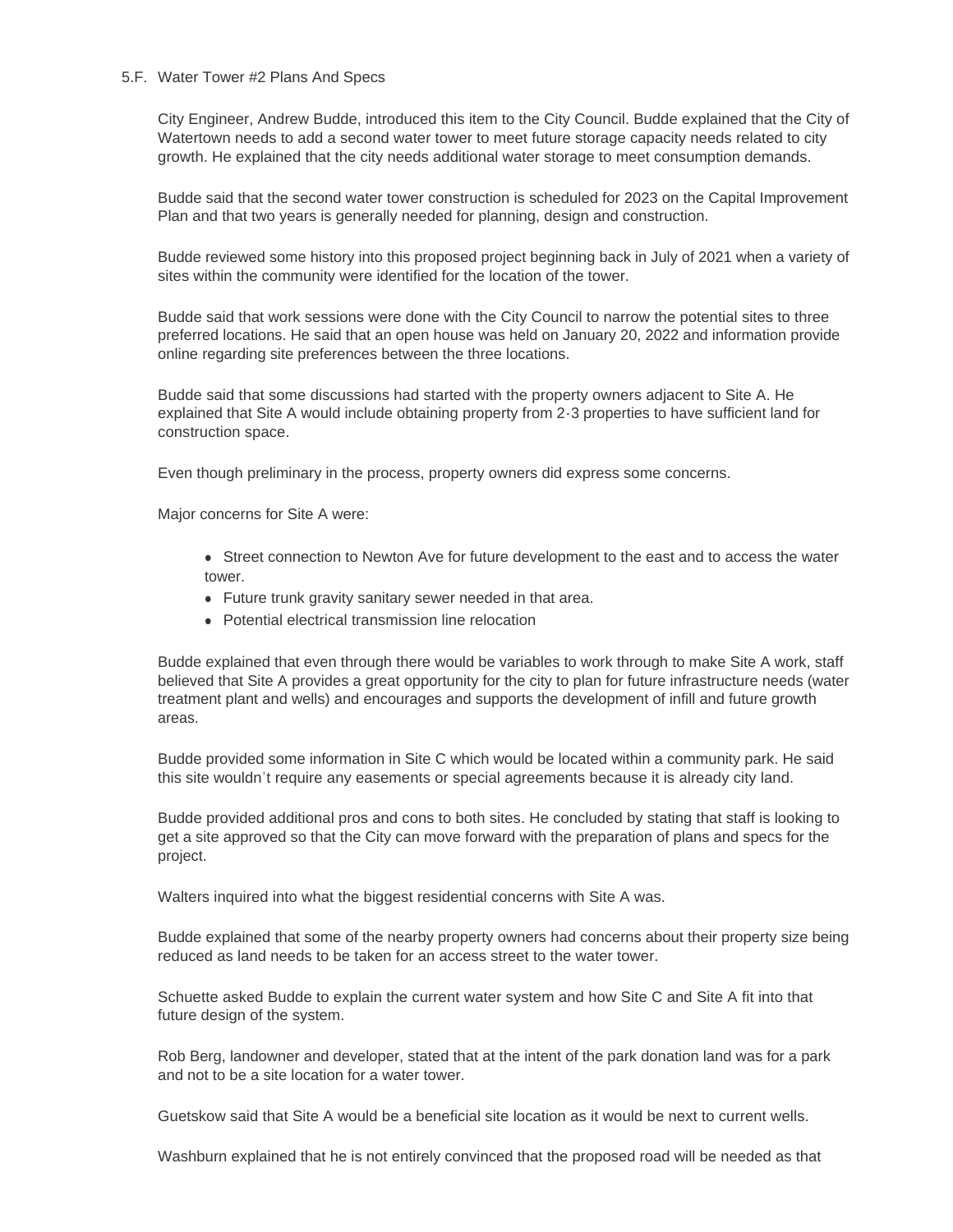5.F. Water Tower #2 Plans And Specs

City Engineer, Andrew Budde, introduced this item to the City Council. Budde explained that the City of Watertown needs to add a second water tower to meet future storage capacity needs related to city growth. He explained that the city needs additional water storage to meet consumption demands.

Budde said that the second water tower construction is scheduled for 2023 on the Capital Improvement Plan and that two years is generally needed for planning, design and construction.

Budde reviewed some history into this proposed project beginning back in July of 2021 when a variety of sites within the community were identified for the location of the tower.

Budde said that work sessions were done with the City Council to narrow the potential sites to three preferred locations. He said that an open house was held on January 20, 2022 and information provide online regarding site preferences between the three locations.

Budde said that some discussions had started with the property owners adjacent to Site A. He explained that Site A would include obtaining property from 2-3 properties to have sufficient land for construction space.

Even though preliminary in the process, property owners did express some concerns.

Major concerns for Site A were:

- Street connection to Newton Ave for future development to the east and to access the water tower.
- Future trunk gravity sanitary sewer needed in that area.
- Potential electrical transmission line relocation

Budde explained that even through there would be variables to work through to make Site A work, staff believed that Site A provides a great opportunity for the city to plan for future infrastructure needs (water treatment plant and wells) and encourages and supports the development of infill and future growth areas.

Budde provided some information in Site C which would be located within a community park. He said this site wouldn't require any easements or special agreements because it is already city land.

Budde provided additional pros and cons to both sites. He concluded by stating that staff is looking to get a site approved so that the City can move forward with the preparation of plans and specs for the project.

Walters inquired into what the biggest residential concerns with Site A was.

Budde explained that some of the nearby property owners had concerns about their property size being reduced as land needs to be taken for an access street to the water tower.

Schuette asked Budde to explain the current water system and how Site C and Site A fit into that future design of the system.

Rob Berg, landowner and developer, stated that at the intent of the park donation land was for a park and not to be a site location for a water tower.

Guetskow said that Site A would be a beneficial site location as it would be next to current wells.

Washburn explained that he is not entirely convinced that the proposed road will be needed as that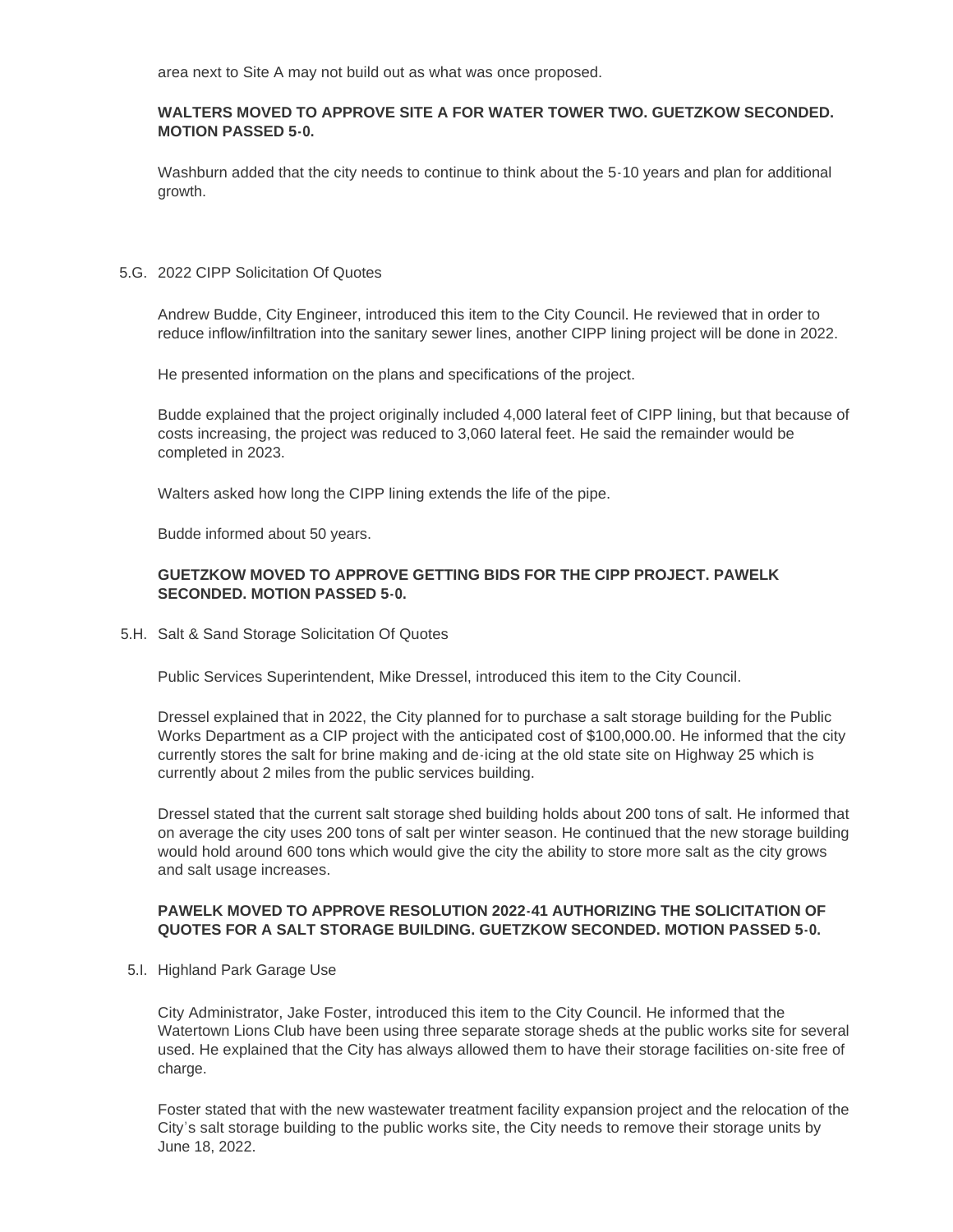area next to Site A may not build out as what was once proposed.

**WALTERS MOVED TO APPROVE SITE A FOR WATER TOWER TWO. GUETZKOW SECONDED. MOTION PASSED 5-0.**

Washburn added that the city needs to continue to think about the 5-10 years and plan for additional growth.

5.G. 2022 CIPP Solicitation Of Quotes

Andrew Budde, City Engineer, introduced this item to the City Council. He reviewed that in order to reduce inflow/infiltration into the sanitary sewer lines, another CIPP lining project will be done in 2022.

He presented information on the plans and specifications of the project.

Budde explained that the project originally included 4,000 lateral feet of CIPP lining, but that because of costs increasing, the project was reduced to 3,060 lateral feet. He said the remainder would be completed in 2023.

Walters asked how long the CIPP lining extends the life of the pipe.

Budde informed about 50 years.

**GUETZKOW MOVED TO APPROVE GETTING BIDS FOR THE CIPP PROJECT. PAWELK SECONDED. MOTION PASSED 5-0.**

5.H. Salt & Sand Storage Solicitation Of Quotes

Public Services Superintendent, Mike Dressel, introduced this item to the City Council.

Dressel explained that in 2022, the City planned for to purchase a salt storage building for the Public Works Department as a CIP project with the anticipated cost of $100,000.00. He informed that the city currently stores the salt for brine making and de-icing at the old state site on Highway 25 which is currently about 2 miles from the public services building.

Dressel stated that the current salt storage shed building holds about 200 tons of salt. He informed that on average the city uses 200 tons of salt per winter season. He continued that the new storage building would hold around 600 tons which would give the city the ability to store more salt as the city grows and salt usage increases.

**PAWELK MOVED TO APPROVE RESOLUTION 2022-41 AUTHORIZING THE SOLICITATION OF QUOTES FOR A SALT STORAGE BUILDING. GUETZKOW SECONDED. MOTION PASSED 5-0.**

5.I. Highland Park Garage Use

City Administrator, Jake Foster, introduced this item to the City Council. He informed that the Watertown Lions Club have been using three separate storage sheds at the public works site for several used. He explained that the City has always allowed them to have their storage facilities on-site free of charge.

Foster stated that with the new wastewater treatment facility expansion project and the relocation of the City's salt storage building to the public works site, the City needs to remove their storage units by June 18, 2022.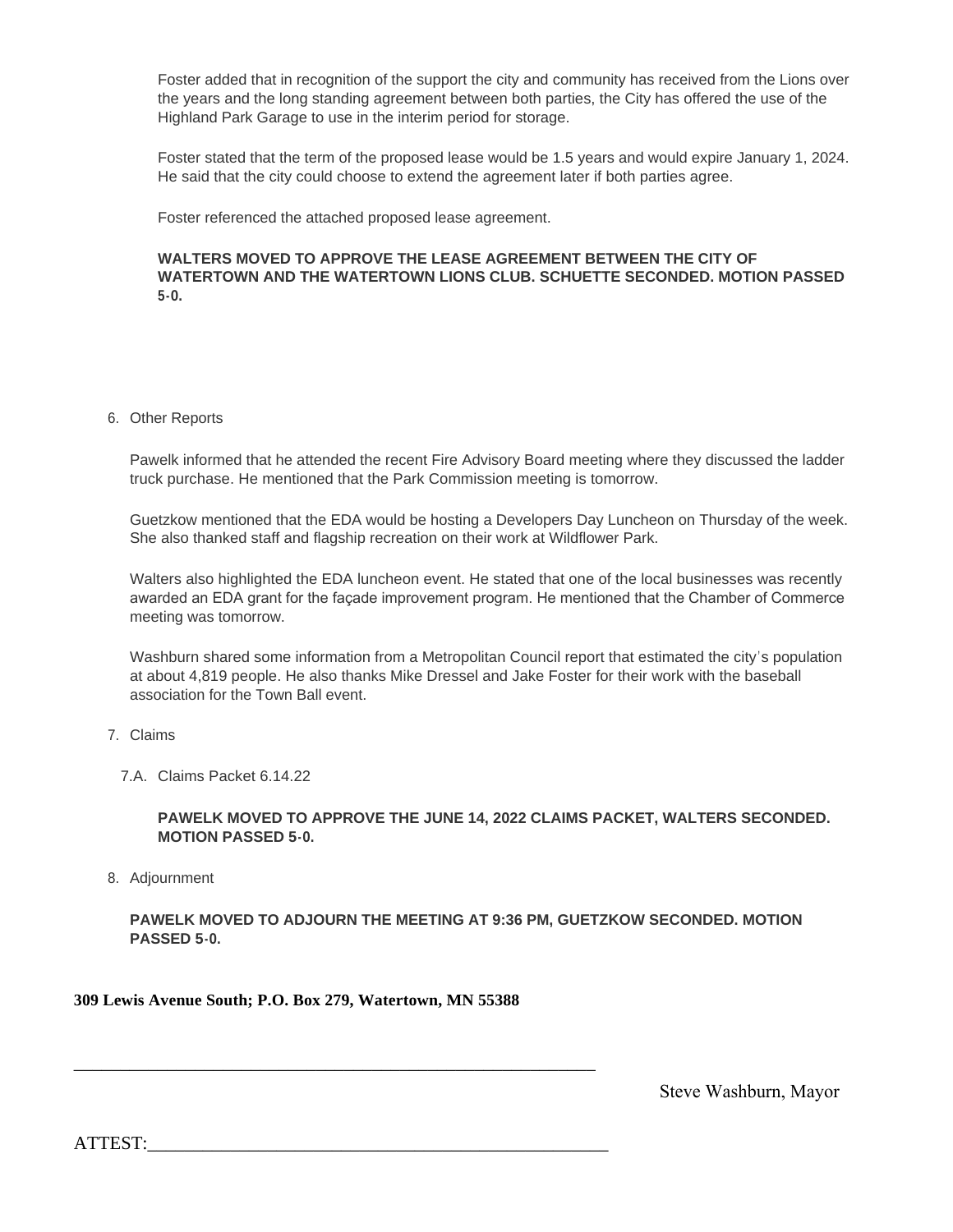Foster added that in recognition of the support the city and community has received from the Lions over the years and the long standing agreement between both parties, the City has offered the use of the Highland Park Garage to use in the interim period for storage.

Foster stated that the term of the proposed lease would be 1.5 years and would expire January 1, 2024. He said that the city could choose to extend the agreement later if both parties agree.

Foster referenced the attached proposed lease agreement.

**WALTERS MOVED TO APPROVE THE LEASE AGREEMENT BETWEEN THE CITY OF WATERTOWN AND THE WATERTOWN LIONS CLUB. SCHUETTE SECONDED. MOTION PASSED 5-0.**

6. Other Reports

Pawelk informed that he attended the recent Fire Advisory Board meeting where they discussed the ladder truck purchase. He mentioned that the Park Commission meeting is tomorrow.

Guetzkow mentioned that the EDA would be hosting a Developers Day Luncheon on Thursday of the week. She also thanked staff and flagship recreation on their work at Wildflower Park.

Walters also highlighted the EDA luncheon event. He stated that one of the local businesses was recently awarded an EDA grant for the façade improvement program. He mentioned that the Chamber of Commerce meeting was tomorrow.

Washburn shared some information from a Metropolitan Council report that estimated the city's population at about 4,819 people. He also thanks Mike Dressel and Jake Foster for their work with the baseball association for the Town Ball event.

7. Claims

7.A. Claims Packet 6.14.22

**PAWELK MOVED TO APPROVE THE JUNE 14, 2022 CLAIMS PACKET, WALTERS SECONDED. MOTION PASSED 5-0.**

8. Adjournment

**PAWELK MOVED TO ADJOURN THE MEETING AT 9:36 PM, GUETZKOW SECONDED. MOTION PASSED 5-0.**

**309 Lewis Avenue South; P.O. Box 279, Watertown, MN 55388**

\_\_\_\_\_\_\_\_\_\_\_\_\_\_\_\_\_\_\_\_\_\_\_\_\_\_\_\_\_\_\_\_\_\_\_\_\_\_\_\_\_\_\_\_\_\_\_\_\_\_\_\_\_\_\_\_

Steve Washburn, Mayor

ATTEST:\_\_\_\_\_\_\_\_\_\_\_\_\_\_\_\_\_\_\_\_\_\_\_\_\_\_\_\_\_\_\_\_\_\_\_\_\_\_\_\_\_\_\_\_\_\_\_\_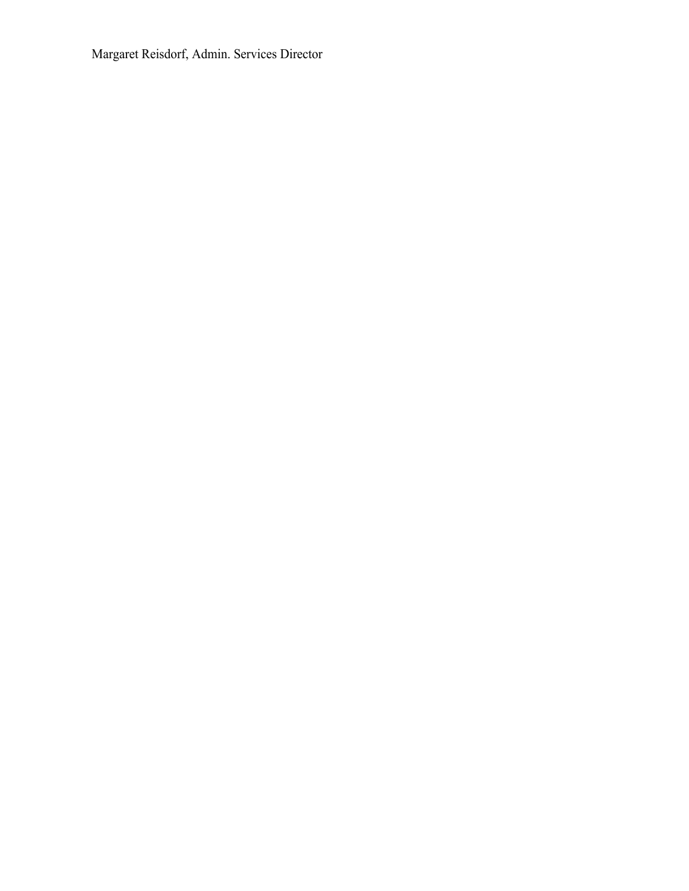Margaret Reisdorf, Admin. Services Director